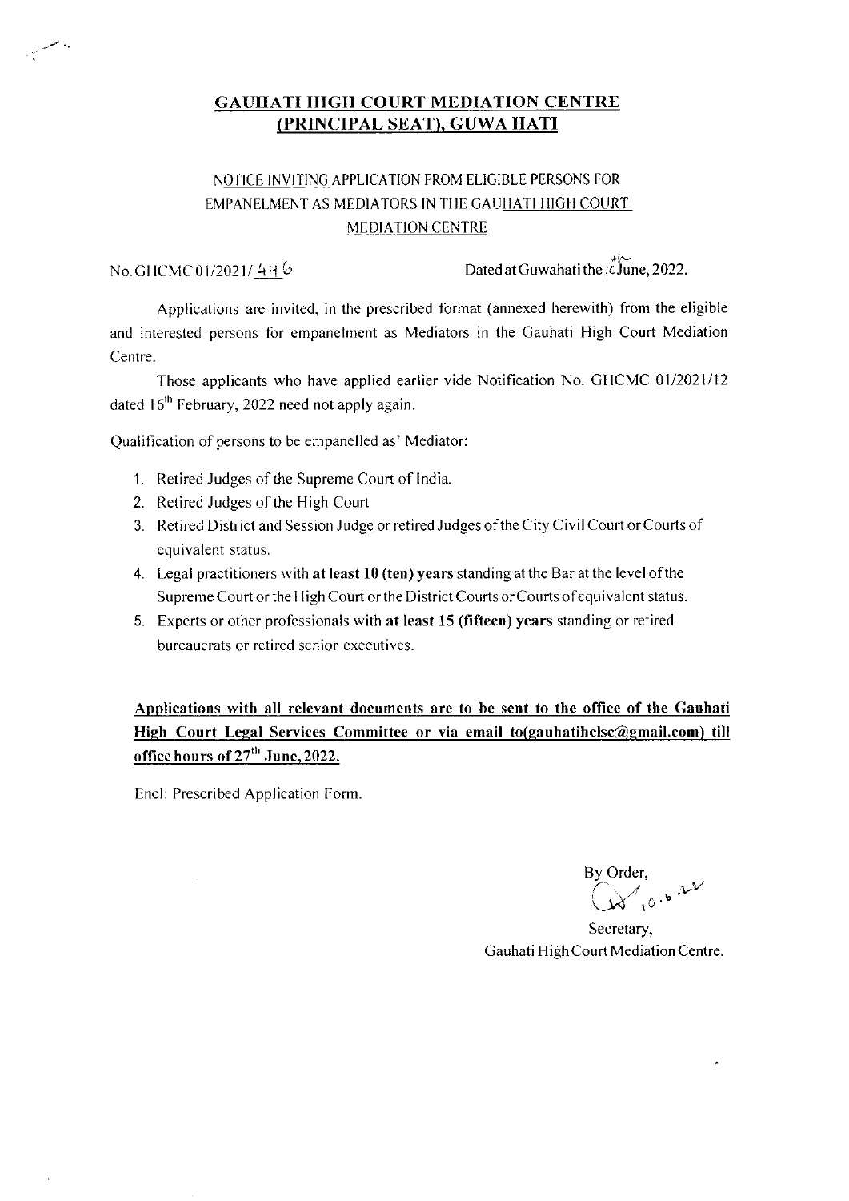# GAUHATI HIGH COURT MEDIATION CENTRE (PRINCIPAL SEAT), GUWAHATI

## NOTICE INVITING APPLICATION FROM ELIGIBLE PERSONS FOR EMPANELMENT AS MEDIATORS IN THE GAUHATI HIGH COURT MEDIATION CENTRE

No. GHCMC 01/2021/446 Dated at Guwahati the 10th June, 2022.

Applications are invited, in the prescribed format (annexed herewith) from the eligible and interested persons for empanelment as Mediators in the Gauhati High Court Mediation Centre.

Those applicants who have applied earlier vide Notification No. GHCMC 01/2021/12 dated 16th February, 2022 need not apply again.

Qualification of persons to be empanelled as' Mediator:

1. Retired Judges of the Supreme Court of India.
2. Retired Judges of the High Court
3. Retired District and Session Judge or retired Judges of the City Civil Court or Courts of equivalent status.
4. Legal practitioners with **at least 10 (ten) years** standing at the Bar at the level of the Supreme Court or the High Court or the District Courts or Courts of equivalent status.
5. Experts or other professionals with **at least 15 (fifteen) years** standing or retired bureaucrats or retired senior executives.

**Applications with all relevant documents are to be sent to the office of the Gauhati High Court Legal Services Committee or via email to(gauhatihclsc@gmail.com) till office hours of 27th June, 2022.**

Encl: Prescribed Application Form.

By Order,
10.6.22

Secretary,
Gauhati High Court Mediation Centre.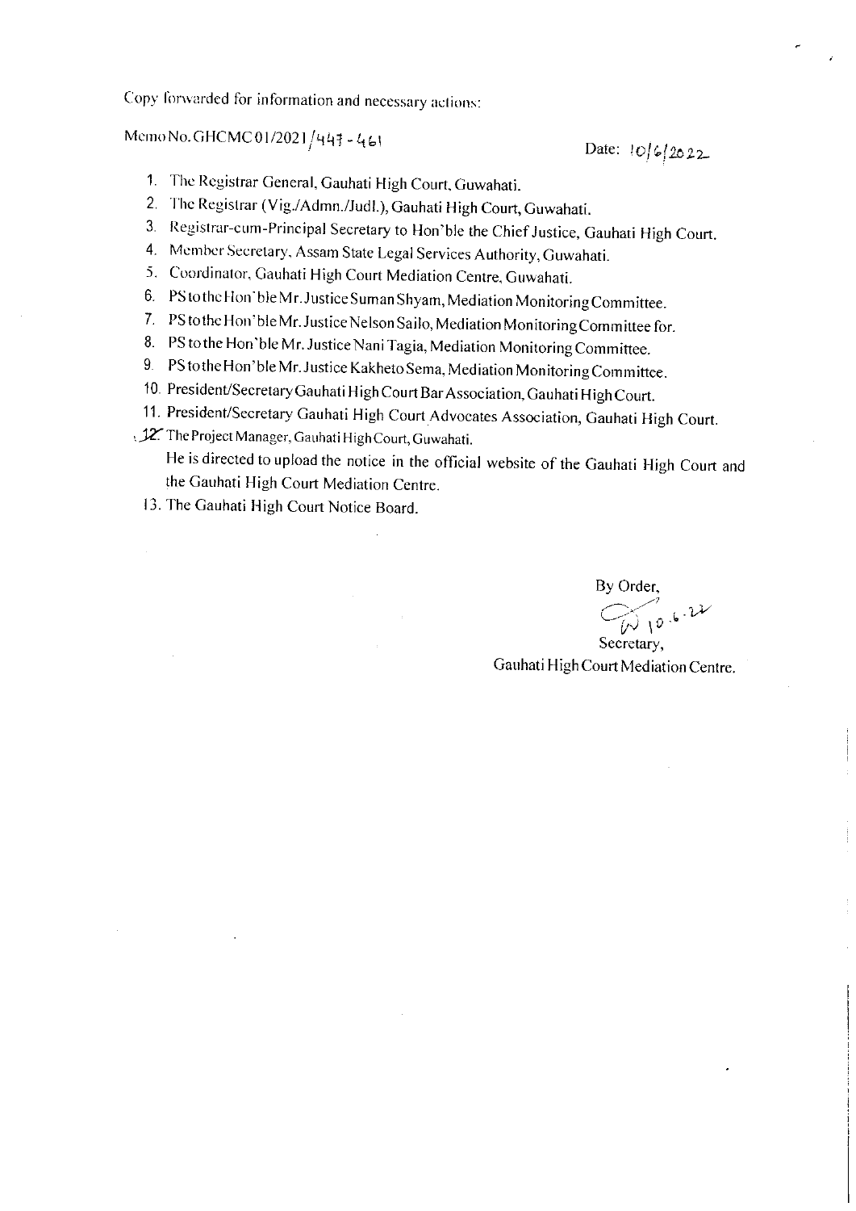Copy forwarded for information and necessary actions:

Memo No. GHCMC 01/2021/447 - 461

Date: 10/6/2022

1. The Registrar General, Gauhati High Court, Guwahati.
2. The Registrar (Vig./Admn./Judl.), Gauhati High Court, Guwahati.
3. Registrar-cum-Principal Secretary to Hon'ble the Chief Justice, Gauhati High Court.
4. Member Secretary, Assam State Legal Services Authority, Guwahati.
5. Coordinator, Gauhati High Court Mediation Centre, Guwahati.
6. PS to the Hon'ble Mr. Justice Suman Shyam, Mediation Monitoring Committee.
7. PS to the Hon'ble Mr. Justice Nelson Sailo, Mediation Monitoring Committee for.
8. PS to the Hon'ble Mr. Justice Nani Tagia, Mediation Monitoring Committee.
9. PS to the Hon'ble Mr. Justice Kakheto Sema, Mediation Monitoring Committee.
10. President/Secretary Gauhati High Court Bar Association, Gauhati High Court.
11. President/Secretary Gauhati High Court Advocates Association, Gauhati High Court.
12. The Project Manager, Gauhati High Court, Guwahati.
    He is directed to upload the notice in the official website of the Gauhati High Court and the Gauhati High Court Mediation Centre.
13. The Gauhati High Court Notice Board.

By Order,

10.6.22

Secretary,

Gauhati High Court Mediation Centre.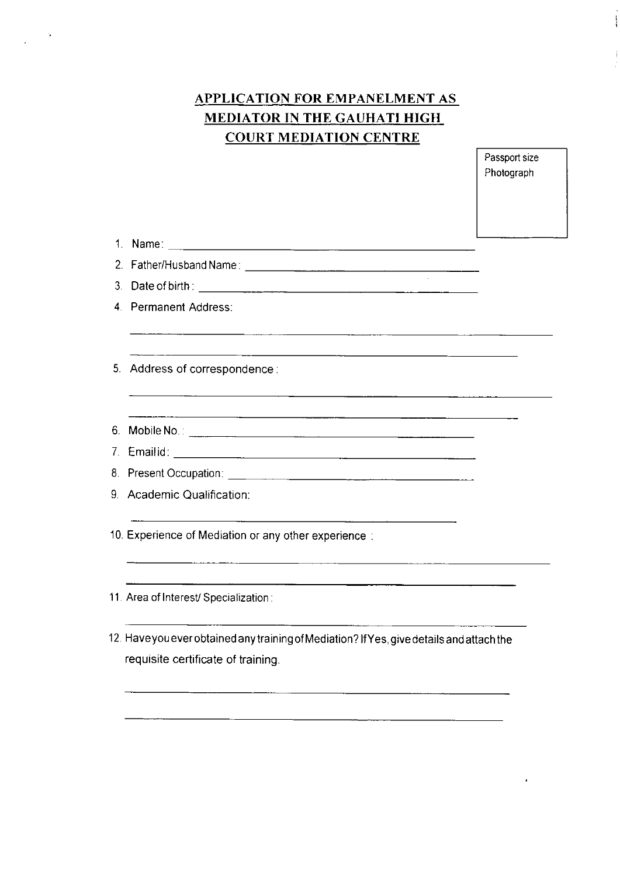# APPLICATION FOR EMPANELMENT AS MEDIATOR IN THE GAUHATI HIGH COURT MEDIATION CENTRE

Passport size Photograph

1. Name: ____________________
2. Father/Husband Name: ____________________
3. Date of birth: ____________________
4. Permanent Address:

   ____________________

   ____________________
5. Address of correspondence:

   ____________________

   ____________________
6. Mobile No.: ____________________
7. Email id: ____________________
8. Present Occupation: ____________________
9. Academic Qualification:

   ____________________
10. Experience of Mediation or any other experience:

    ____________________

    ____________________
11. Area of Interest/ Specialization:

    ____________________
12. Have you ever obtained any training of Mediation? If Yes, give details and attach the requisite certificate of training.

    ____________________

    ____________________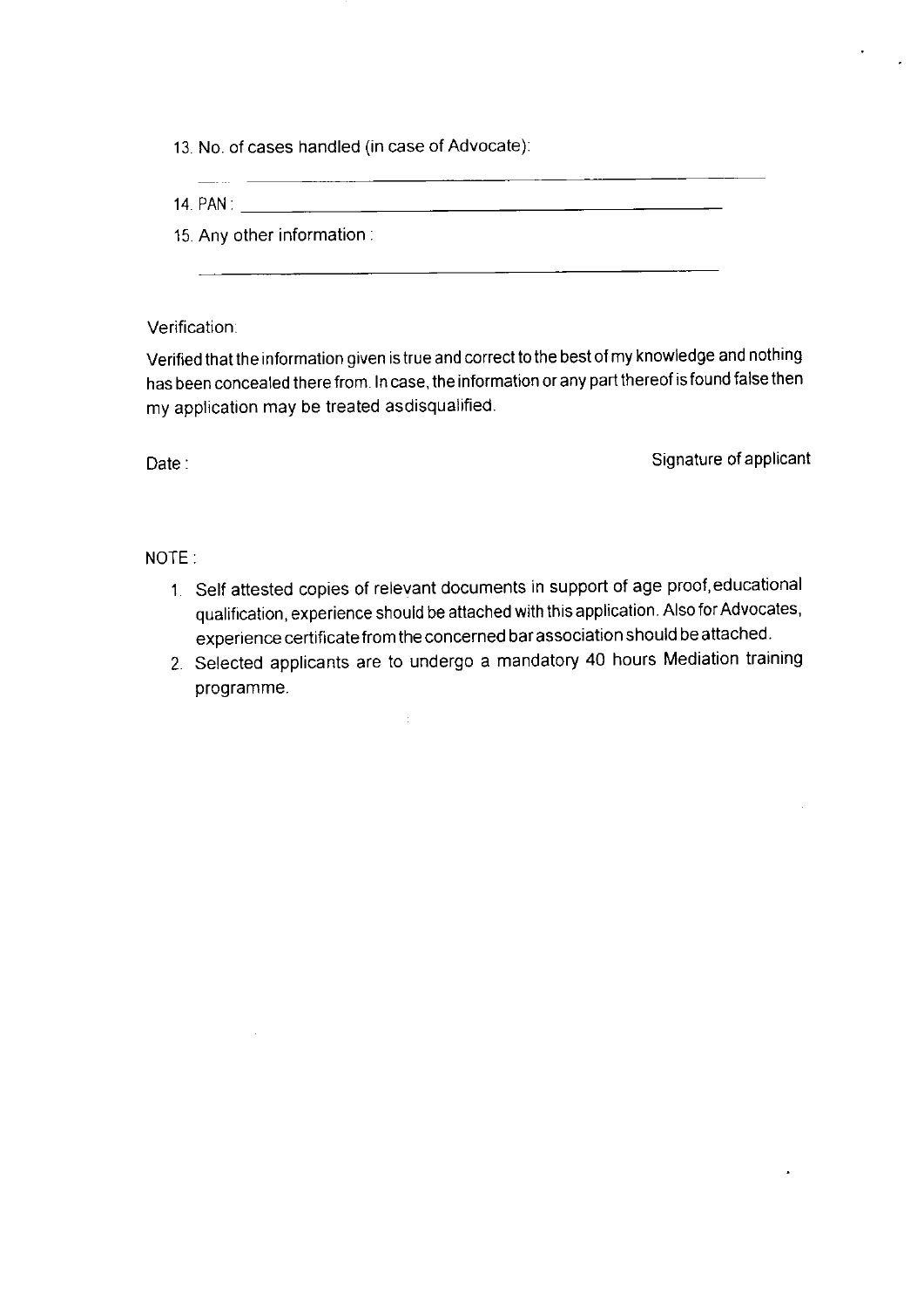13. No. of cases handled (in case of Advocate):

\_\_\_\_\_\_\_\_\_\_\_\_\_\_\_\_\_\_\_\_\_\_\_\_\_\_\_\_\_\_\_\_\_\_\_\_\_\_\_\_\_\_\_\_\_\_\_\_\_\_

14. PAN : \_\_\_\_\_\_\_\_\_\_\_\_\_\_\_\_\_\_\_\_\_\_\_\_\_\_\_\_\_\_\_\_\_\_\_\_\_\_\_\_\_\_\_\_\_\_\_\_

15. Any other information :

\_\_\_\_\_\_\_\_\_\_\_\_\_\_\_\_\_\_\_\_\_\_\_\_\_\_\_\_\_\_\_\_\_\_\_\_\_\_\_\_\_\_\_\_\_\_\_\_\_\_

Verification:

Verified that the information given is true and correct to the best of my knowledge and nothing has been concealed there from. In case, the information or any part thereof is found false then my application may be treated asdisqualified.

Date : Signature of applicant

NOTE :

1. Self attested copies of relevant documents in support of age proof, educational qualification, experience should be attached with this application. Also for Advocates, experience certificate from the concerned bar association should be attached.
2. Selected applicants are to undergo a mandatory 40 hours Mediation training programme.